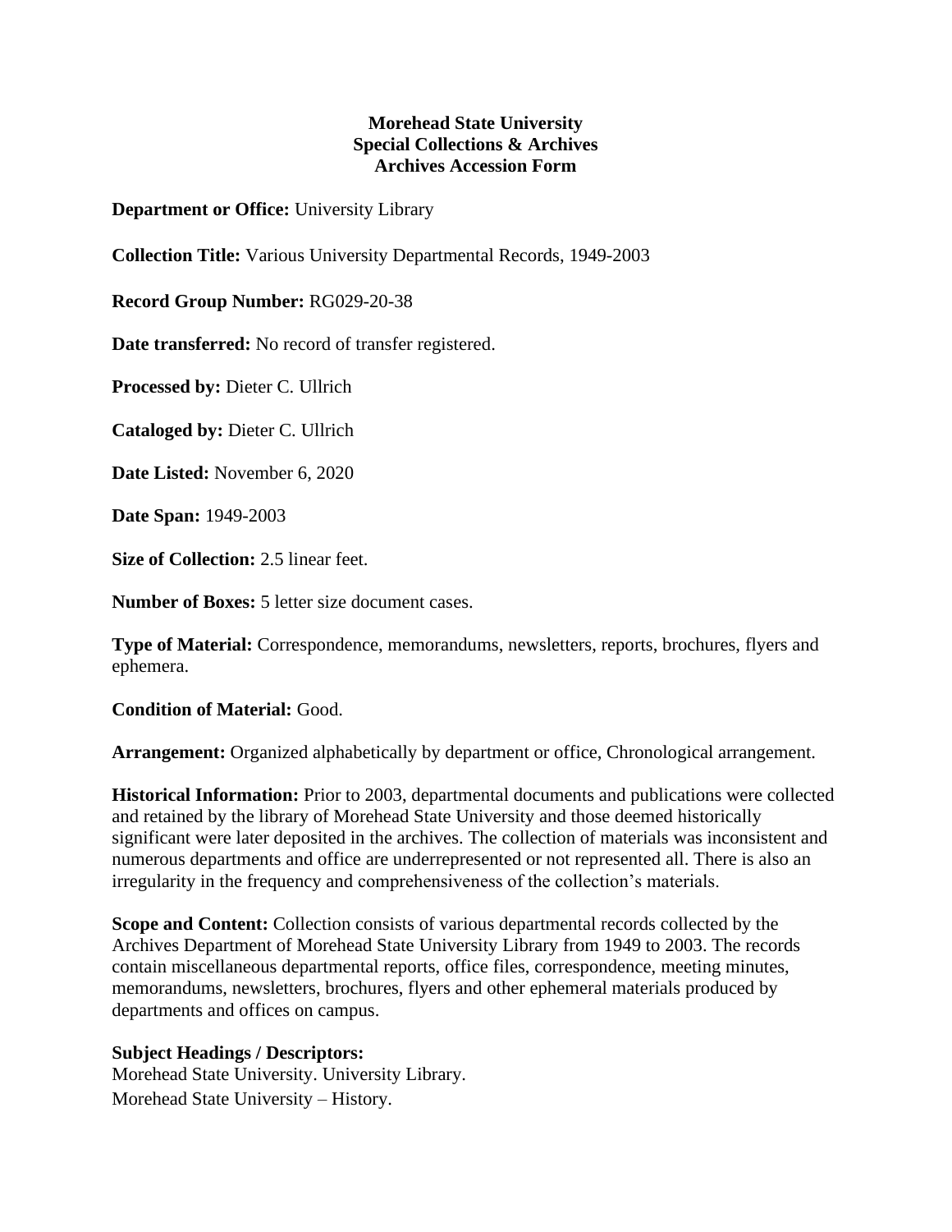**Morehead State University**
**Special Collections & Archives**
**Archives Accession Form**

**Department or Office:** University Library

**Collection Title:** Various University Departmental Records, 1949-2003

**Record Group Number:** RG029-20-38

**Date transferred:** No record of transfer registered.

**Processed by:** Dieter C. Ullrich

**Cataloged by:** Dieter C. Ullrich

**Date Listed:** November 6, 2020

**Date Span:** 1949-2003

**Size of Collection:** 2.5 linear feet.

**Number of Boxes:** 5 letter size document cases.

**Type of Material:** Correspondence, memorandums, newsletters, reports, brochures, flyers and ephemera.

**Condition of Material:** Good.

**Arrangement:** Organized alphabetically by department or office, Chronological arrangement.

**Historical Information:** Prior to 2003, departmental documents and publications were collected and retained by the library of Morehead State University and those deemed historically significant were later deposited in the archives. The collection of materials was inconsistent and numerous departments and office are underrepresented or not represented all. There is also an irregularity in the frequency and comprehensiveness of the collection's materials.

**Scope and Content:** Collection consists of various departmental records collected by the Archives Department of Morehead State University Library from 1949 to 2003. The records contain miscellaneous departmental reports, office files, correspondence, meeting minutes, memorandums, newsletters, brochures, flyers and other ephemeral materials produced by departments and offices on campus.

**Subject Headings / Descriptors:**
Morehead State University. University Library.
Morehead State University – History.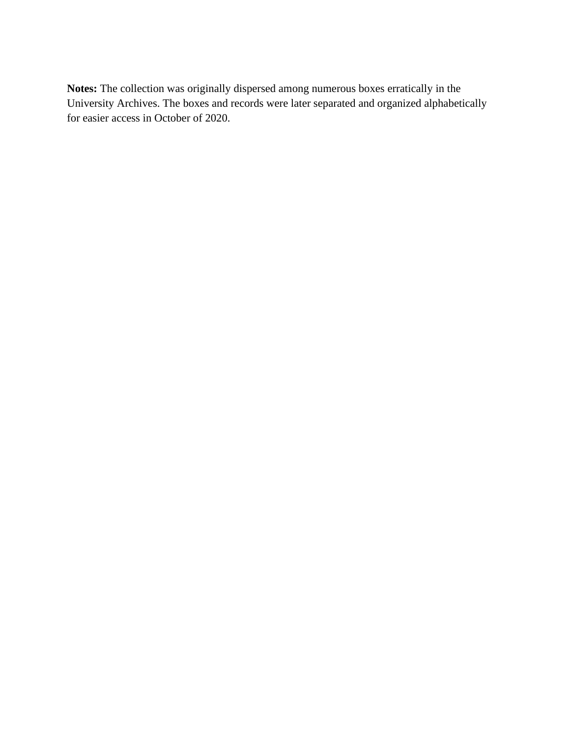**Notes:** The collection was originally dispersed among numerous boxes erratically in the University Archives. The boxes and records were later separated and organized alphabetically for easier access in October of 2020.